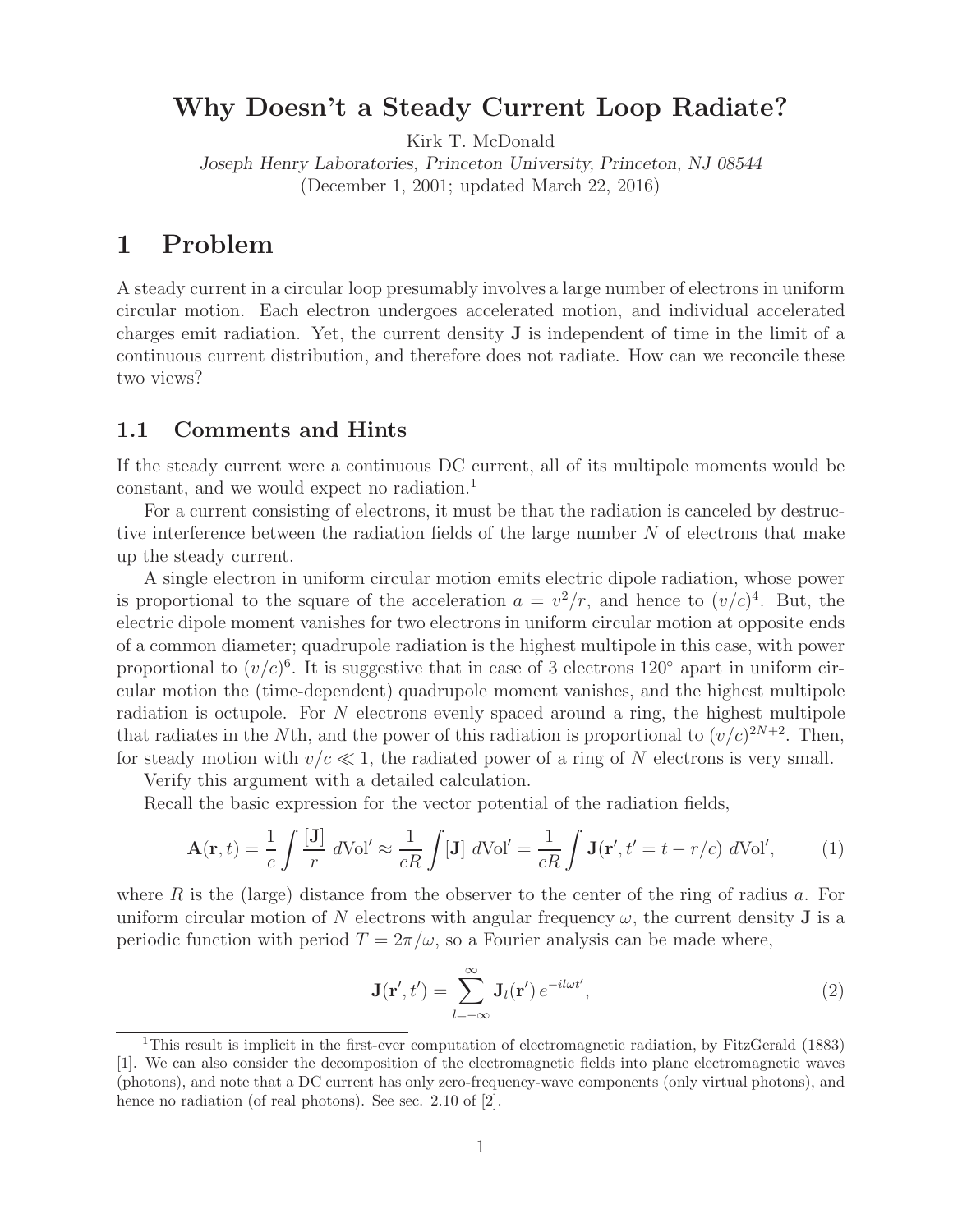# Why Doesn't a Steady Current Loop Radiate?

Kirk T. McDonald

*Joseph Henry Laboratories, Princeton University, Princeton, NJ 08544*

(December 1, 2001; updated March 22, 2016)

## 1 Problem

A steady current in a circular loop presumably involves a large number of electrons in uniform circular motion. Each electron undergoes accelerated motion, and individual accelerated charges emit radiation. Yet, the current density $\mathbf{J}$ is independent of time in the limit of a continuous current distribution, and therefore does not radiate. How can we reconcile these two views?

### 1.1 Comments and Hints

If the steady current were a continuous DC current, all of its multipole moments would be constant, and we would expect no radiation.[1]

For a current consisting of electrons, it must be that the radiation is canceled by destructive interference between the radiation fields of the large number $N$ of electrons that make up the steady current.

A single electron in uniform circular motion emits electric dipole radiation, whose power is proportional to the square of the acceleration $a = v^2/r$, and hence to $(v/c)^4$. But, the electric dipole moment vanishes for two electrons in uniform circular motion at opposite ends of a common diameter; quadrupole radiation is the highest multipole in this case, with power proportional to $(v/c)^6$. It is suggestive that in case of 3 electrons 120° apart in uniform circular motion the (time-dependent) quadrupole moment vanishes, and the highest multipole radiation is octupole. For $N$ electrons evenly spaced around a ring, the highest multipole that radiates in the $N$th, and the power of this radiation is proportional to $(v/c)^{2N+2}$. Then, for steady motion with $v/c \ll 1$, the radiated power of a ring of $N$ electrons is very small.

Verify this argument with a detailed calculation.

Recall the basic expression for the vector potential of the radiation fields,

$$\mathbf{A}(\mathbf{r}, t) = \frac{1}{c} \int \frac{[\mathbf{J}]}{r} \, d\text{Vol}' \approx \frac{1}{cR} \int [\mathbf{J}] \, d\text{Vol}' = \frac{1}{cR} \int \mathbf{J}(\mathbf{r}', t' = t - r/c) \, d\text{Vol}', \tag{1}$$

where $R$ is the (large) distance from the observer to the center of the ring of radius $a$. For uniform circular motion of $N$ electrons with angular frequency $\omega$, the current density $\mathbf{J}$ is a periodic function with period $T = 2\pi/\omega$, so a Fourier analysis can be made where,

$$\mathbf{J}(\mathbf{r}', t') = \sum_{l=-\infty}^{\infty} \mathbf{J}_l(\mathbf{r}') \, e^{-il\omega t'}, \tag{2}$$

[1] This result is implicit in the first-ever computation of electromagnetic radiation, by FitzGerald (1883) [1]. We can also consider the decomposition of the electromagnetic fields into plane electromagnetic waves (photons), and note that a DC current has only zero-frequency-wave components (only virtual photons), and hence no radiation (of real photons). See sec. 2.10 of [2].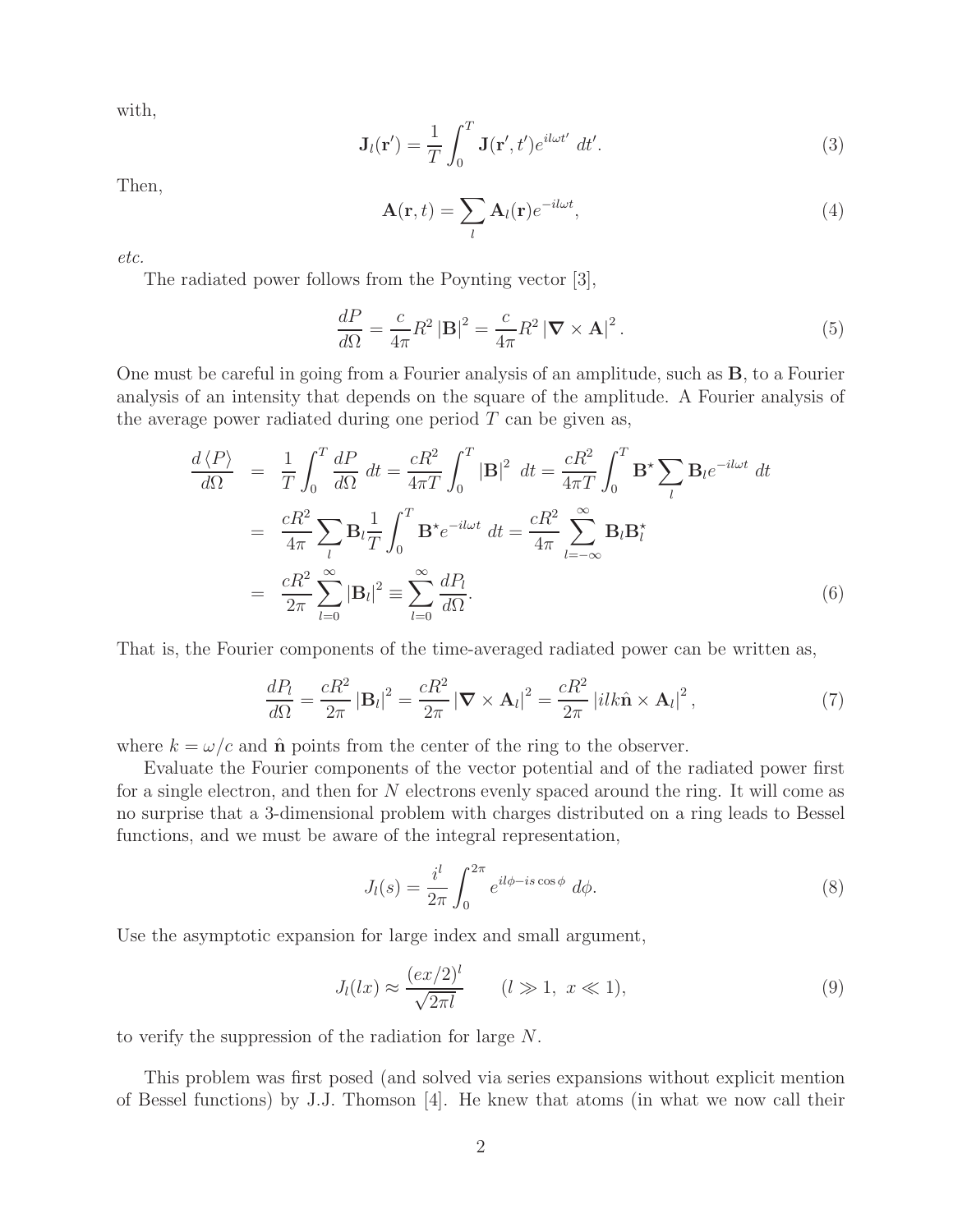with,

$$\mathbf{J}_l(\mathbf{r}') = \frac{1}{T}\int_0^T \mathbf{J}(\mathbf{r}', t')e^{il\omega t'}\ dt'. \tag{3}$$

Then,

$$\mathbf{A}(\mathbf{r}, t) = \sum_l \mathbf{A}_l(\mathbf{r})e^{-il\omega t}, \tag{4}$$

*etc.*

The radiated power follows from the Poynting vector [3],

$$\frac{dP}{d\Omega} = \frac{c}{4\pi}R^2\left|\mathbf{B}\right|^2 = \frac{c}{4\pi}R^2\left|\boldsymbol{\nabla}\times\mathbf{A}\right|^2. \tag{5}$$

One must be careful in going from a Fourier analysis of an amplitude, such as $\mathbf{B}$, to a Fourier analysis of an intensity that depends on the square of the amplitude. A Fourier analysis of the average power radiated during one period $T$ can be given as,

$$\begin{aligned}
\frac{d\left\langle P\right\rangle}{d\Omega} &= \frac{1}{T}\int_0^T \frac{dP}{d\Omega}\ dt = \frac{cR^2}{4\pi T}\int_0^T \left|\mathbf{B}\right|^2\ dt = \frac{cR^2}{4\pi T}\int_0^T \mathbf{B}^\star\sum_l \mathbf{B}_l e^{-il\omega t}\ dt \\
&= \frac{cR^2}{4\pi}\sum_l \mathbf{B}_l\frac{1}{T}\int_0^T \mathbf{B}^\star e^{-il\omega t}\ dt = \frac{cR^2}{4\pi}\sum_{l=-\infty}^{\infty}\mathbf{B}_l\mathbf{B}_l^\star \\
&= \frac{cR^2}{2\pi}\sum_{l=0}^{\infty}\left|\mathbf{B}_l\right|^2 \equiv \sum_{l=0}^{\infty}\frac{dP_l}{d\Omega}.
\end{aligned} \tag{6}$$

That is, the Fourier components of the time-averaged radiated power can be written as,

$$\frac{dP_l}{d\Omega} = \frac{cR^2}{2\pi}\left|\mathbf{B}_l\right|^2 = \frac{cR^2}{2\pi}\left|\boldsymbol{\nabla}\times\mathbf{A}_l\right|^2 = \frac{cR^2}{2\pi}\left|ilk\hat{\mathbf{n}}\times\mathbf{A}_l\right|^2, \tag{7}$$

where $k = \omega/c$ and $\hat{\mathbf{n}}$ points from the center of the ring to the observer.

Evaluate the Fourier components of the vector potential and of the radiated power first for a single electron, and then for $N$ electrons evenly spaced around the ring. It will come as no surprise that a 3-dimensional problem with charges distributed on a ring leads to Bessel functions, and we must be aware of the integral representation,

$$J_l(s) = \frac{i^l}{2\pi}\int_0^{2\pi} e^{il\phi - is\cos\phi}\ d\phi. \tag{8}$$

Use the asymptotic expansion for large index and small argument,

$$J_l(lx) \approx \frac{(ex/2)^l}{\sqrt{2\pi l}} \qquad (l \gg 1,\ x \ll 1), \tag{9}$$

to verify the suppression of the radiation for large $N$.

This problem was first posed (and solved via series expansions without explicit mention of Bessel functions) by J.J. Thomson [4]. He knew that atoms (in what we now call their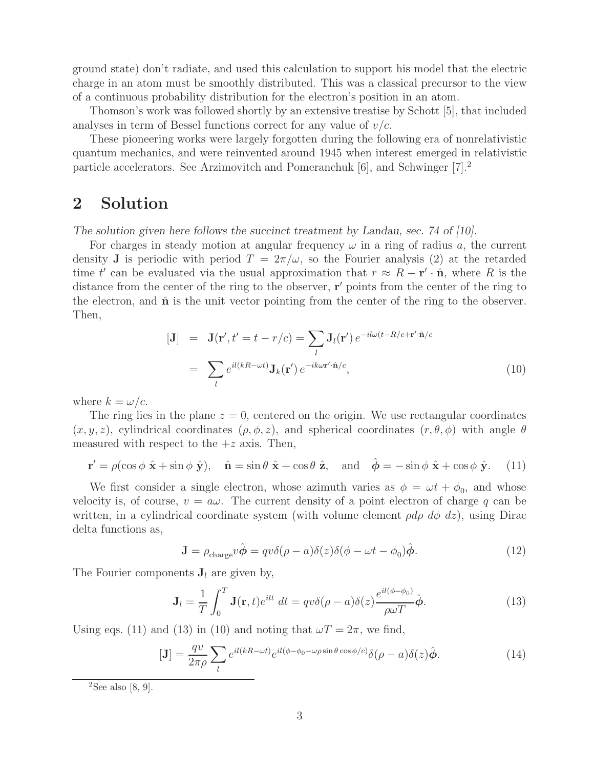ground state) don't radiate, and used this calculation to support his model that the electric charge in an atom must be smoothly distributed. This was a classical precursor to the view of a continuous probability distribution for the electron's position in an atom.

Thomson's work was followed shortly by an extensive treatise by Schott [5], that included analyses in term of Bessel functions correct for any value of $v/c$.

These pioneering works were largely forgotten during the following era of nonrelativistic quantum mechanics, and were reinvented around 1945 when interest emerged in relativistic particle accelerators. See Arzimovitch and Pomeranchuk [6], and Schwinger [7].[2]

## 2 Solution

*The solution given here follows the succinct treatment by Landau, sec. 74 of [10].*

For charges in steady motion at angular frequency $\omega$ in a ring of radius $a$, the current density $\mathbf{J}$ is periodic with period $T = 2\pi/\omega$, so the Fourier analysis (2) at the retarded time $t'$ can be evaluated via the usual approximation that $r \approx R - \mathbf{r}' \cdot \hat{\mathbf{n}}$, where $R$ is the distance from the center of the ring to the observer, $\mathbf{r}'$ points from the center of the ring to the electron, and $\hat{\mathbf{n}}$ is the unit vector pointing from the center of the ring to the observer. Then,

$$
\begin{aligned}
[\mathbf{J}] &= \mathbf{J}(\mathbf{r}', t' = t - r/c) = \sum_l \mathbf{J}_l(\mathbf{r}')\, e^{-il\omega(t - R/c + \mathbf{r}' \cdot \hat{\mathbf{n}}/c} \\
&= \sum_l e^{il(kR - \omega t)} \mathbf{J}_k(\mathbf{r}')\, e^{-ik\omega \mathbf{r}' \cdot \hat{\mathbf{n}}/c}, \qquad (10)
\end{aligned}
$$

where $k = \omega/c$.

The ring lies in the plane $z = 0$, centered on the origin. We use rectangular coordinates $(x, y, z)$, cylindrical coordinates $(\rho, \phi, z)$, and spherical coordinates $(r, \theta, \phi)$ with angle $\theta$ measured with respect to the $+z$ axis. Then,

$$
\mathbf{r}' = \rho(\cos\phi\ \hat{\mathbf{x}} + \sin\phi\ \hat{\mathbf{y}}), \quad \hat{\mathbf{n}} = \sin\theta\ \hat{\mathbf{x}} + \cos\theta\ \hat{\mathbf{z}}, \quad \text{and} \quad \hat{\boldsymbol{\phi}} = -\sin\phi\ \hat{\mathbf{x}} + \cos\phi\ \hat{\mathbf{y}}. \qquad (11)
$$

We first consider a single electron, whose azimuth varies as $\phi = \omega t + \phi_0$, and whose velocity is, of course, $v = a\omega$. The current density of a point electron of charge $q$ can be written, in a cylindrical coordinate system (with volume element $\rho d\rho\ d\phi\ dz$), using Dirac delta functions as,

$$
\mathbf{J} = \rho_{\text{charge}} v \hat{\boldsymbol{\phi}} = qv\delta(\rho - a)\delta(z)\delta(\phi - \omega t - \phi_0)\hat{\boldsymbol{\phi}}. \qquad (12)
$$

The Fourier components $\mathbf{J}_l$ are given by,

$$
\mathbf{J}_l = \frac{1}{T}\int_0^T \mathbf{J}(\mathbf{r}, t) e^{ilt}\ dt = qv\delta(\rho - a)\delta(z)\frac{e^{il(\phi - \phi_0)}}{\rho\omega T}\hat{\boldsymbol{\phi}}. \qquad (13)
$$

Using eqs. (11) and (13) in (10) and noting that $\omega T = 2\pi$, we find,

$$
[\mathbf{J}] = \frac{qv}{2\pi\rho}\sum_l e^{il(kR - \omega t)} e^{il(\phi - \phi_0 - \omega\rho\sin\theta\cos\phi/c)}\delta(\rho - a)\delta(z)\hat{\boldsymbol{\phi}}. \qquad (14)
$$

[2] See also [8, 9].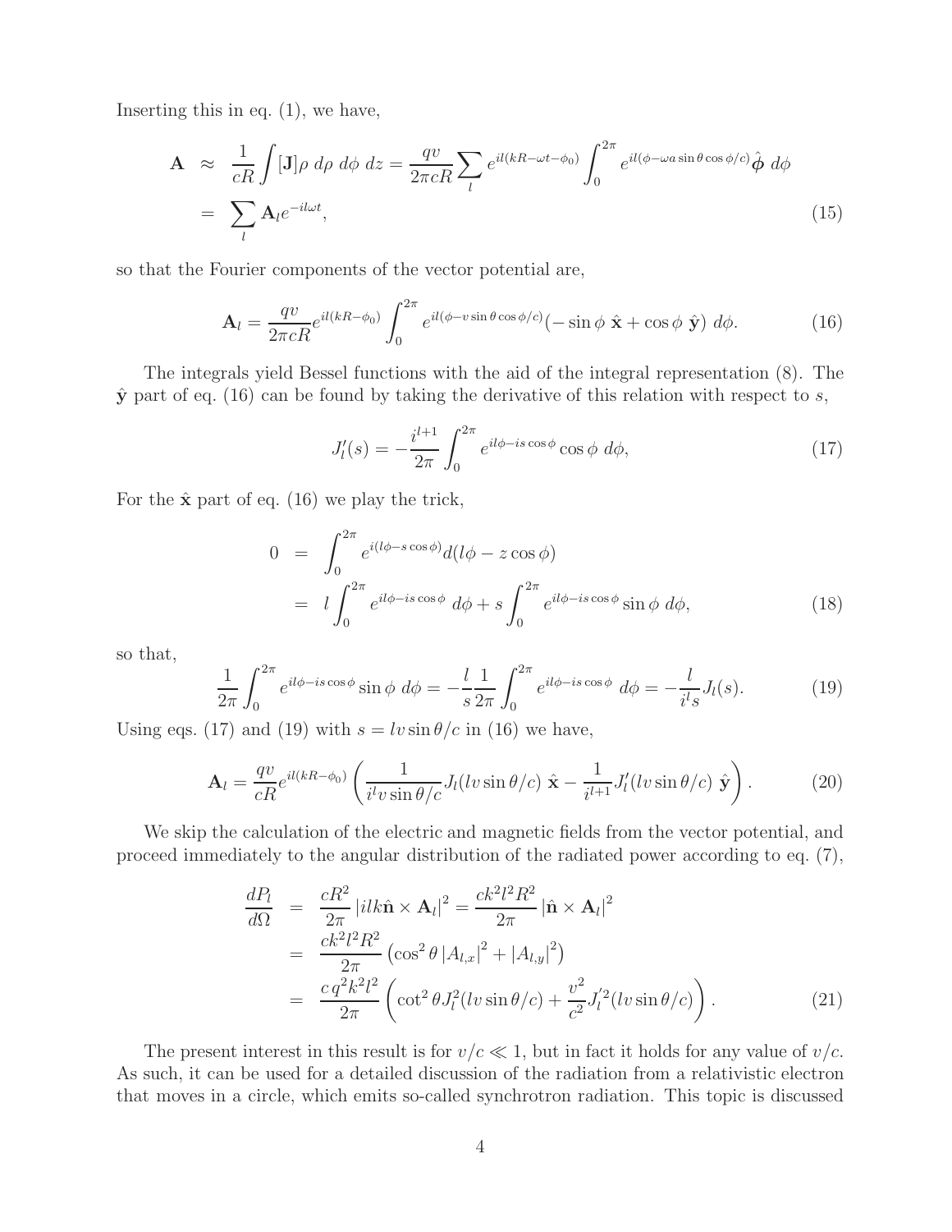Inserting this in eq. (1), we have,

$$
\begin{aligned}
\mathbf{A} &\approx \frac{1}{cR}\int [\mathbf{J}]\rho\ d\rho\ d\phi\ dz = \frac{qv}{2\pi cR}\sum_l e^{il(kR-\omega t-\phi_0)}\int_0^{2\pi} e^{il(\phi-\omega a\sin\theta\cos\phi/c)}\hat{\boldsymbol{\phi}}\ d\phi \\
&= \sum_l \mathbf{A}_l e^{-il\omega t},
\end{aligned} \tag{15}
$$

so that the Fourier components of the vector potential are,

$$
\mathbf{A}_l = \frac{qv}{2\pi cR}e^{il(kR-\phi_0)}\int_0^{2\pi} e^{il(\phi - v\sin\theta\cos\phi/c)}(-\sin\phi\ \hat{\mathbf{x}} + \cos\phi\ \hat{\mathbf{y}})\ d\phi. \tag{16}
$$

The integrals yield Bessel functions with the aid of the integral representation (8). The $\hat{\mathbf{y}}$ part of eq. (16) can be found by taking the derivative of this relation with respect to $s$,

$$
J_l'(s) = -\frac{i^{l+1}}{2\pi}\int_0^{2\pi} e^{il\phi - is\cos\phi}\cos\phi\ d\phi, \tag{17}
$$

For the $\hat{\mathbf{x}}$ part of eq. (16) we play the trick,

$$
\begin{aligned}
0 &= \int_0^{2\pi} e^{i(l\phi - s\cos\phi)} d(l\phi - z\cos\phi) \\
&= l\int_0^{2\pi} e^{il\phi - is\cos\phi}\ d\phi + s\int_0^{2\pi} e^{il\phi - is\cos\phi}\sin\phi\ d\phi,
\end{aligned} \tag{18}
$$

so that,

$$
\frac{1}{2\pi}\int_0^{2\pi} e^{il\phi - is\cos\phi}\sin\phi\ d\phi = -\frac{l}{s}\frac{1}{2\pi}\int_0^{2\pi} e^{il\phi - is\cos\phi}\ d\phi = -\frac{l}{i^l s}J_l(s). \tag{19}
$$

Using eqs. (17) and (19) with $s = lv\sin\theta/c$ in (16) we have,

$$
\mathbf{A}_l = \frac{qv}{cR}e^{il(kR-\phi_0)}\left(\frac{1}{i^l v\sin\theta/c}J_l(lv\sin\theta/c)\ \hat{\mathbf{x}} - \frac{1}{i^{l+1}}J_l'(lv\sin\theta/c)\ \hat{\mathbf{y}}\right). \tag{20}
$$

We skip the calculation of the electric and magnetic fields from the vector potential, and proceed immediately to the angular distribution of the radiated power according to eq. (7),

$$
\begin{aligned}
\frac{dP_l}{d\Omega} &= \frac{cR^2}{2\pi}\left|ilk\hat{\mathbf{n}}\times\mathbf{A}_l\right|^2 = \frac{ck^2l^2R^2}{2\pi}\left|\hat{\mathbf{n}}\times\mathbf{A}_l\right|^2 \\
&= \frac{ck^2l^2R^2}{2\pi}\left(\cos^2\theta\left|A_{l,x}\right|^2 + \left|A_{l,y}\right|^2\right) \\
&= \frac{c\,q^2k^2l^2}{2\pi}\left(\cot^2\theta J_l^2(lv\sin\theta/c) + \frac{v^2}{c^2}J_l'^2(lv\sin\theta/c)\right).
\end{aligned} \tag{21}
$$

The present interest in this result is for $v/c \ll 1$, but in fact it holds for any value of $v/c$. As such, it can be used for a detailed discussion of the radiation from a relativistic electron that moves in a circle, which emits so-called synchrotron radiation. This topic is discussed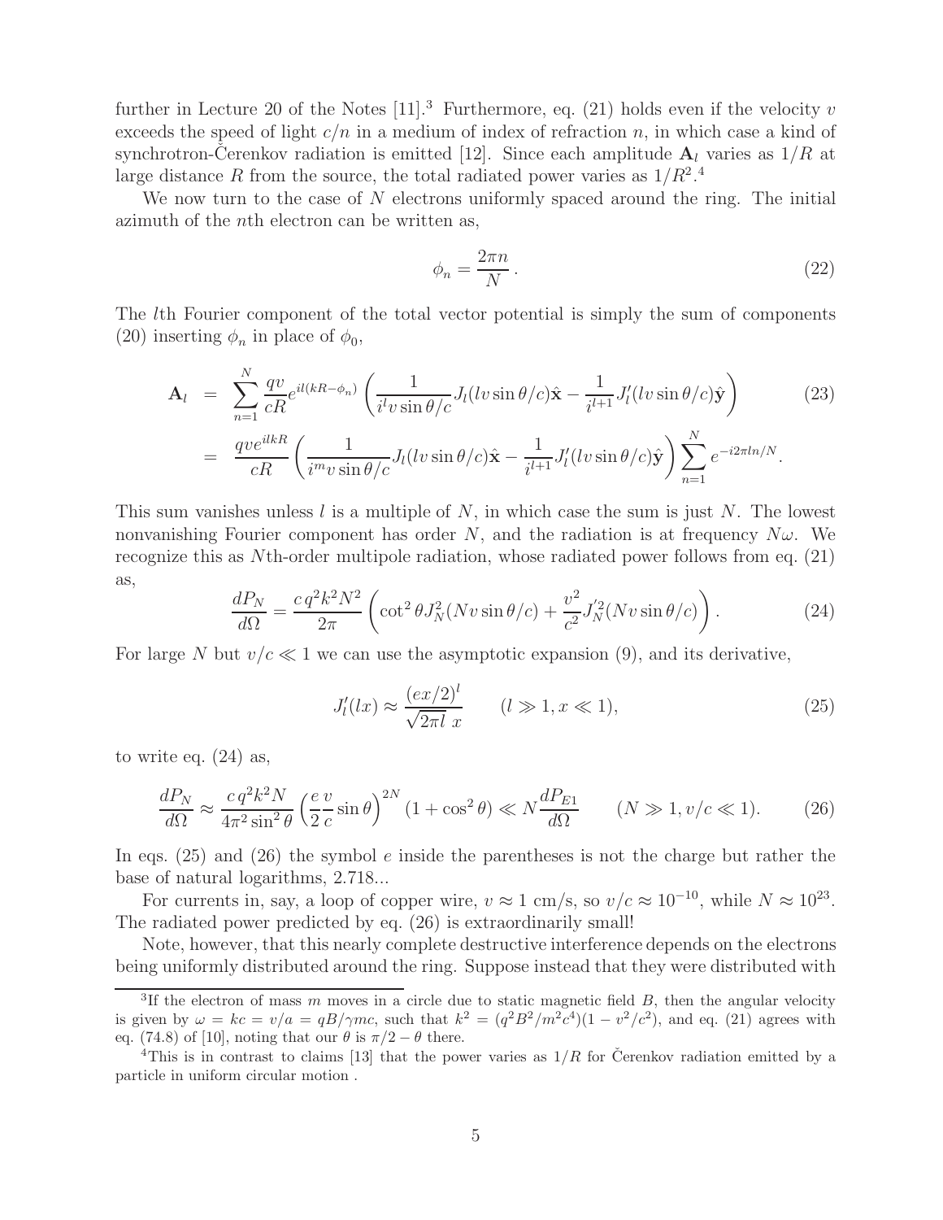further in Lecture 20 of the Notes [11].[3] Furthermore, eq. (21) holds even if the velocity $v$ exceeds the speed of light $c/n$ in a medium of index of refraction $n$, in which case a kind of synchrotron-Čerenkov radiation is emitted [12]. Since each amplitude $\mathbf{A}_l$ varies as $1/R$ at large distance $R$ from the source, the total radiated power varies as $1/R^2$.[4]

We now turn to the case of $N$ electrons uniformly spaced around the ring. The initial azimuth of the $n$th electron can be written as,

$$\phi_n = \frac{2\pi n}{N}\,. \tag{22}$$

The $l$th Fourier component of the total vector potential is simply the sum of components (20) inserting $\phi_n$ in place of $\phi_0$,

$$\begin{aligned}
\mathbf{A}_l &= \sum_{n=1}^{N} \frac{qv}{cR} e^{il(kR-\phi_n)} \left( \frac{1}{i^l v \sin\theta/c} J_l(lv\sin\theta/c)\hat{\mathbf{x}} - \frac{1}{i^{l+1}} J_l'(lv\sin\theta/c)\hat{\mathbf{y}} \right) \\
&= \frac{qve^{ilkR}}{cR} \left( \frac{1}{i^m v \sin\theta/c} J_l(lv\sin\theta/c)\hat{\mathbf{x}} - \frac{1}{i^{l+1}} J_l'(lv\sin\theta/c)\hat{\mathbf{y}} \right) \sum_{n=1}^{N} e^{-i2\pi ln/N}.
\end{aligned} \tag{23}$$

This sum vanishes unless $l$ is a multiple of $N$, in which case the sum is just $N$. The lowest nonvanishing Fourier component has order $N$, and the radiation is at frequency $N\omega$. We recognize this as $N$th-order multipole radiation, whose radiated power follows from eq. (21) as,

$$\frac{dP_N}{d\Omega} = \frac{c\,q^2k^2N^2}{2\pi} \left( \cot^2\theta\, J_N^2(Nv\sin\theta/c) + \frac{v^2}{c^2} J_N'^2(Nv\sin\theta/c) \right). \tag{24}$$

For large $N$ but $v/c \ll 1$ we can use the asymptotic expansion (9), and its derivative,

$$J_l'(lx) \approx \frac{(ex/2)^l}{\sqrt{2\pi l}\ x} \qquad (l \gg 1, x \ll 1), \tag{25}$$

to write eq. (24) as,

$$\frac{dP_N}{d\Omega} \approx \frac{c\,q^2k^2N}{4\pi^2\sin^2\theta} \left( \frac{e}{2}\frac{v}{c}\sin\theta \right)^{2N} (1+\cos^2\theta) \ll N\frac{dP_{E1}}{d\Omega} \qquad (N \gg 1, v/c \ll 1). \tag{26}$$

In eqs. (25) and (26) the symbol $e$ inside the parentheses is not the charge but rather the base of natural logarithms, 2.718...

For currents in, say, a loop of copper wire, $v \approx 1$ cm/s, so $v/c \approx 10^{-10}$, while $N \approx 10^{23}$. The radiated power predicted by eq. (26) is extraordinarily small!

Note, however, that this nearly complete destructive interference depends on the electrons being uniformly distributed around the ring. Suppose instead that they were distributed with

---

[3] If the electron of mass $m$ moves in a circle due to static magnetic field $B$, then the angular velocity is given by $\omega = kc = v/a = qB/\gamma mc$, such that $k^2 = (q^2B^2/m^2c^4)(1 - v^2/c^2)$, and eq. (21) agrees with eq. (74.8) of [10], noting that our $\theta$ is $\pi/2 - \theta$ there.

[4] This is in contrast to claims [13] that the power varies as $1/R$ for Čerenkov radiation emitted by a particle in uniform circular motion .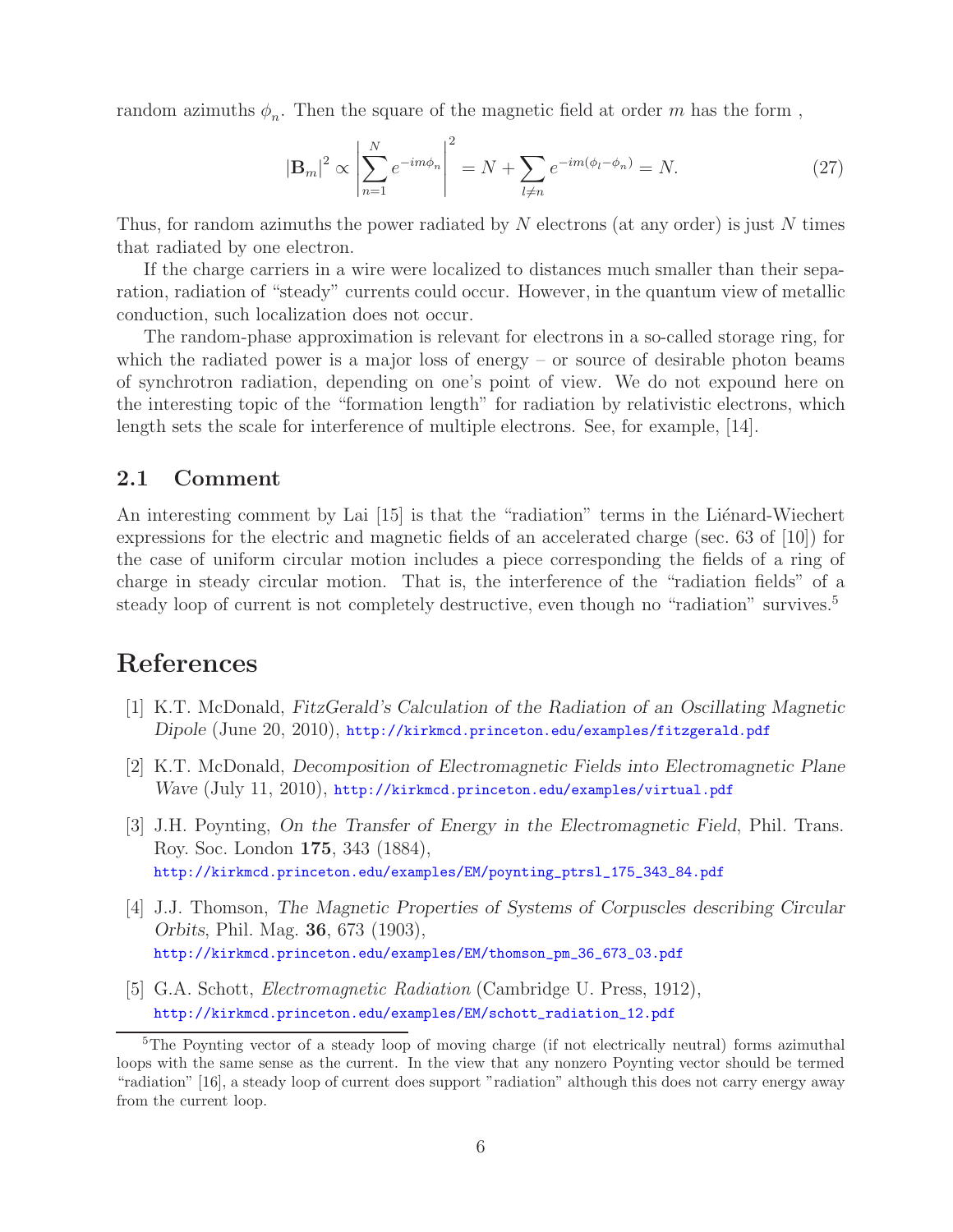random azimuths $\phi_n$. Then the square of the magnetic field at order $m$ has the form ,

$$|\mathbf{B}_m|^2 \propto \left| \sum_{n=1}^{N} e^{-im\phi_n} \right|^2 = N + \sum_{l \neq n} e^{-im(\phi_l - \phi_n)} = N. \tag{27}$$

Thus, for random azimuths the power radiated by $N$ electrons (at any order) is just $N$ times that radiated by one electron.

If the charge carriers in a wire were localized to distances much smaller than their separation, radiation of "steady" currents could occur. However, in the quantum view of metallic conduction, such localization does not occur.

The random-phase approximation is relevant for electrons in a so-called storage ring, for which the radiated power is a major loss of energy – or source of desirable photon beams of synchrotron radiation, depending on one's point of view. We do not expound here on the interesting topic of the "formation length" for radiation by relativistic electrons, which length sets the scale for interference of multiple electrons. See, for example, [14].

## 2.1 Comment

An interesting comment by Lai [15] is that the "radiation" terms in the Liénard-Wiechert expressions for the electric and magnetic fields of an accelerated charge (sec. 63 of [10]) for the case of uniform circular motion includes a piece corresponding the fields of a ring of charge in steady circular motion. That is, the interference of the "radiation fields" of a steady loop of current is not completely destructive, even though no "radiation" survives.[5]

# References

[1] K.T. McDonald, *FitzGerald's Calculation of the Radiation of an Oscillating Magnetic Dipole* (June 20, 2010), http://kirkmcd.princeton.edu/examples/fitzgerald.pdf

[2] K.T. McDonald, *Decomposition of Electromagnetic Fields into Electromagnetic Plane Wave* (July 11, 2010), http://kirkmcd.princeton.edu/examples/virtual.pdf

[3] J.H. Poynting, *On the Transfer of Energy in the Electromagnetic Field*, Phil. Trans. Roy. Soc. London **175**, 343 (1884), http://kirkmcd.princeton.edu/examples/EM/poynting_ptrsl_175_343_84.pdf

[4] J.J. Thomson, *The Magnetic Properties of Systems of Corpuscles describing Circular Orbits*, Phil. Mag. **36**, 673 (1903), http://kirkmcd.princeton.edu/examples/EM/thomson_pm_36_673_03.pdf

[5] G.A. Schott, *Electromagnetic Radiation* (Cambridge U. Press, 1912), http://kirkmcd.princeton.edu/examples/EM/schott_radiation_12.pdf

[5] The Poynting vector of a steady loop of moving charge (if not electrically neutral) forms azimuthal loops with the same sense as the current. In the view that any nonzero Poynting vector should be termed "radiation" [16], a steady loop of current does support "radiation" although this does not carry energy away from the current loop.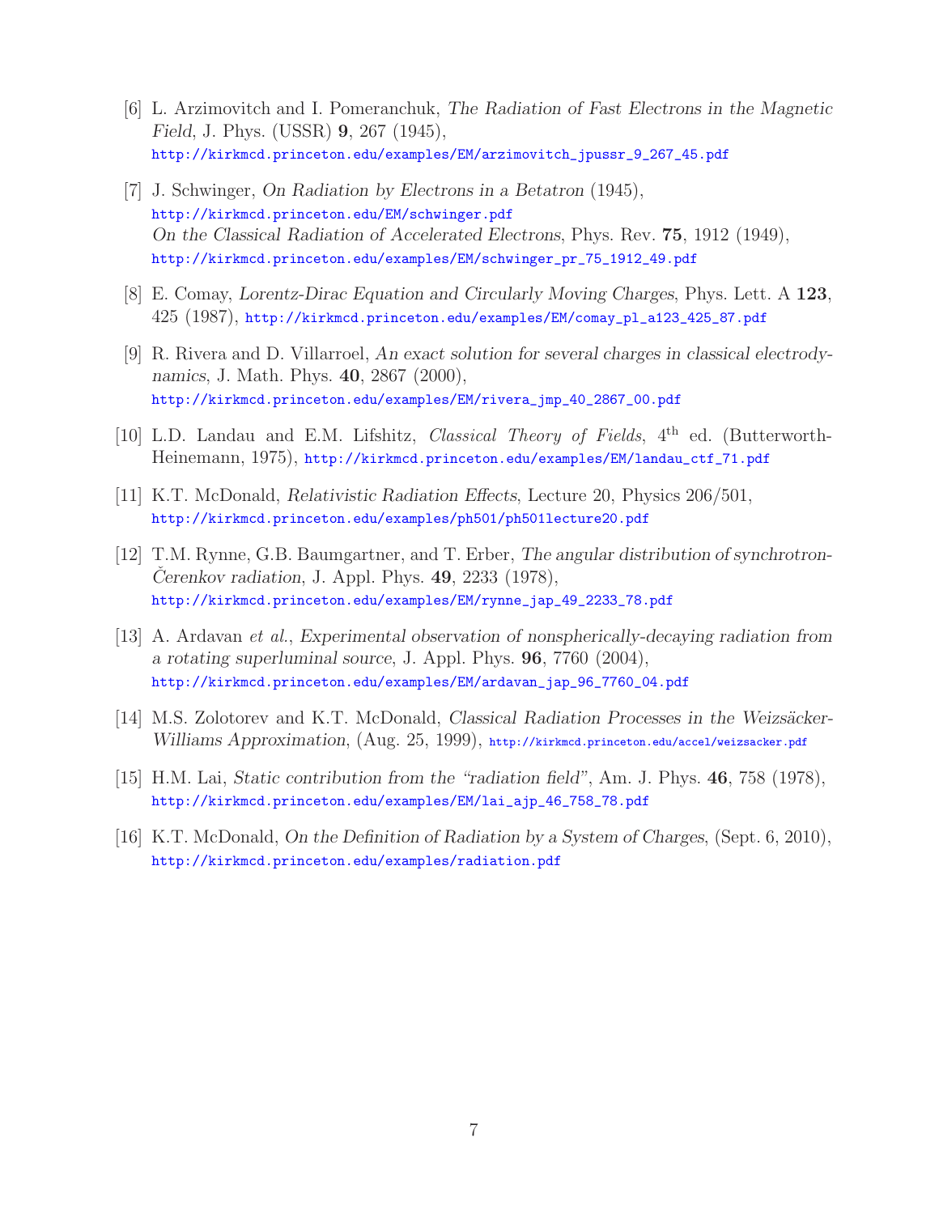[6] L. Arzimovitch and I. Pomeranchuk, *The Radiation of Fast Electrons in the Magnetic Field*, J. Phys. (USSR) **9**, 267 (1945),
http://kirkmcd.princeton.edu/examples/EM/arzimovitch_jpussr_9_267_45.pdf

[7] J. Schwinger, *On Radiation by Electrons in a Betatron* (1945),
http://kirkmcd.princeton.edu/EM/schwinger.pdf
*On the Classical Radiation of Accelerated Electrons*, Phys. Rev. **75**, 1912 (1949),
http://kirkmcd.princeton.edu/examples/EM/schwinger_pr_75_1912_49.pdf

[8] E. Comay, *Lorentz-Dirac Equation and Circularly Moving Charges*, Phys. Lett. A **123**, 425 (1987), http://kirkmcd.princeton.edu/examples/EM/comay_pl_a123_425_87.pdf

[9] R. Rivera and D. Villarroel, *An exact solution for several charges in classical electrodynamics*, J. Math. Phys. **40**, 2867 (2000),
http://kirkmcd.princeton.edu/examples/EM/rivera_jmp_40_2867_00.pdf

[10] L.D. Landau and E.M. Lifshitz, *Classical Theory of Fields*, 4th ed. (Butterworth-Heinemann, 1975), http://kirkmcd.princeton.edu/examples/EM/landau_ctf_71.pdf

[11] K.T. McDonald, *Relativistic Radiation Effects*, Lecture 20, Physics 206/501,
http://kirkmcd.princeton.edu/examples/ph501/ph501lecture20.pdf

[12] T.M. Rynne, G.B. Baumgartner, and T. Erber, *The angular distribution of synchrotron-Čerenkov radiation*, J. Appl. Phys. **49**, 2233 (1978),
http://kirkmcd.princeton.edu/examples/EM/rynne_jap_49_2233_78.pdf

[13] A. Ardavan *et al.*, *Experimental observation of nonspherically-decaying radiation from a rotating superluminal source*, J. Appl. Phys. **96**, 7760 (2004),
http://kirkmcd.princeton.edu/examples/EM/ardavan_jap_96_7760_04.pdf

[14] M.S. Zolotorev and K.T. McDonald, *Classical Radiation Processes in the Weizsäcker-Williams Approximation*, (Aug. 25, 1999), http://kirkmcd.princeton.edu/accel/weizsacker.pdf

[15] H.M. Lai, *Static contribution from the "radiation field"*, Am. J. Phys. **46**, 758 (1978),
http://kirkmcd.princeton.edu/examples/EM/lai_ajp_46_758_78.pdf

[16] K.T. McDonald, *On the Definition of Radiation by a System of Charges*, (Sept. 6, 2010),
http://kirkmcd.princeton.edu/examples/radiation.pdf